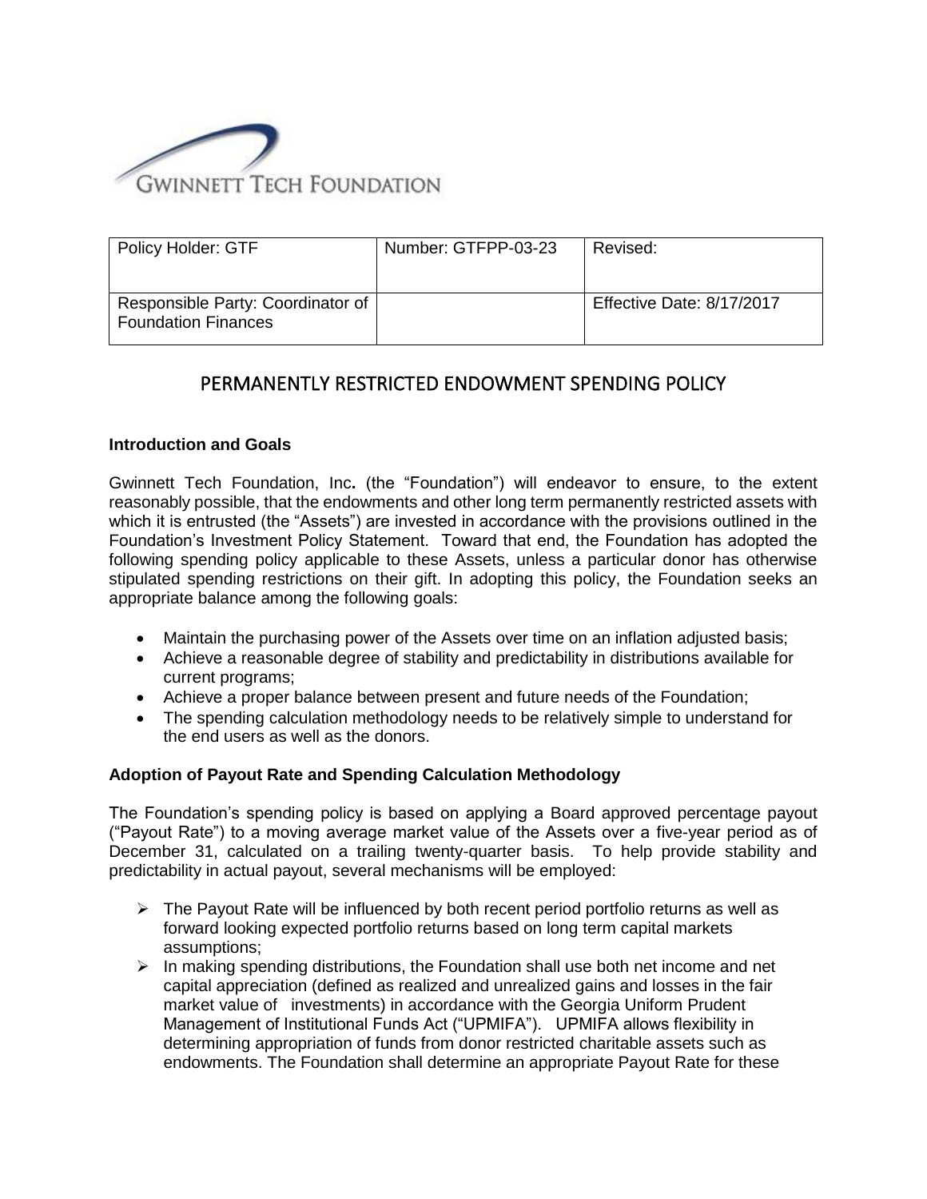GWINNETT TECH FOUNDATION

| Policy Holder: GTF | Number: GTFPP-03-23 | Revised: |
|---|---|---|
| Responsible Party: Coordinator of Foundation Finances | | Effective Date: 8/17/2017 |

# PERMANENTLY RESTRICTED ENDOWMENT SPENDING POLICY

**Introduction and Goals**

Gwinnett Tech Foundation, Inc**.** (the "Foundation") will endeavor to ensure, to the extent reasonably possible, that the endowments and other long term permanently restricted assets with which it is entrusted (the "Assets") are invested in accordance with the provisions outlined in the Foundation's Investment Policy Statement. Toward that end, the Foundation has adopted the following spending policy applicable to these Assets, unless a particular donor has otherwise stipulated spending restrictions on their gift. In adopting this policy, the Foundation seeks an appropriate balance among the following goals:

- Maintain the purchasing power of the Assets over time on an inflation adjusted basis;
- Achieve a reasonable degree of stability and predictability in distributions available for current programs;
- Achieve a proper balance between present and future needs of the Foundation;
- The spending calculation methodology needs to be relatively simple to understand for the end users as well as the donors.

**Adoption of Payout Rate and Spending Calculation Methodology**

The Foundation's spending policy is based on applying a Board approved percentage payout ("Payout Rate") to a moving average market value of the Assets over a five-year period as of December 31, calculated on a trailing twenty-quarter basis. To help provide stability and predictability in actual payout, several mechanisms will be employed:

- The Payout Rate will be influenced by both recent period portfolio returns as well as forward looking expected portfolio returns based on long term capital markets assumptions;
- In making spending distributions, the Foundation shall use both net income and net capital appreciation (defined as realized and unrealized gains and losses in the fair market value of investments) in accordance with the Georgia Uniform Prudent Management of Institutional Funds Act ("UPMIFA"). UPMIFA allows flexibility in determining appropriation of funds from donor restricted charitable assets such as endowments. The Foundation shall determine an appropriate Payout Rate for these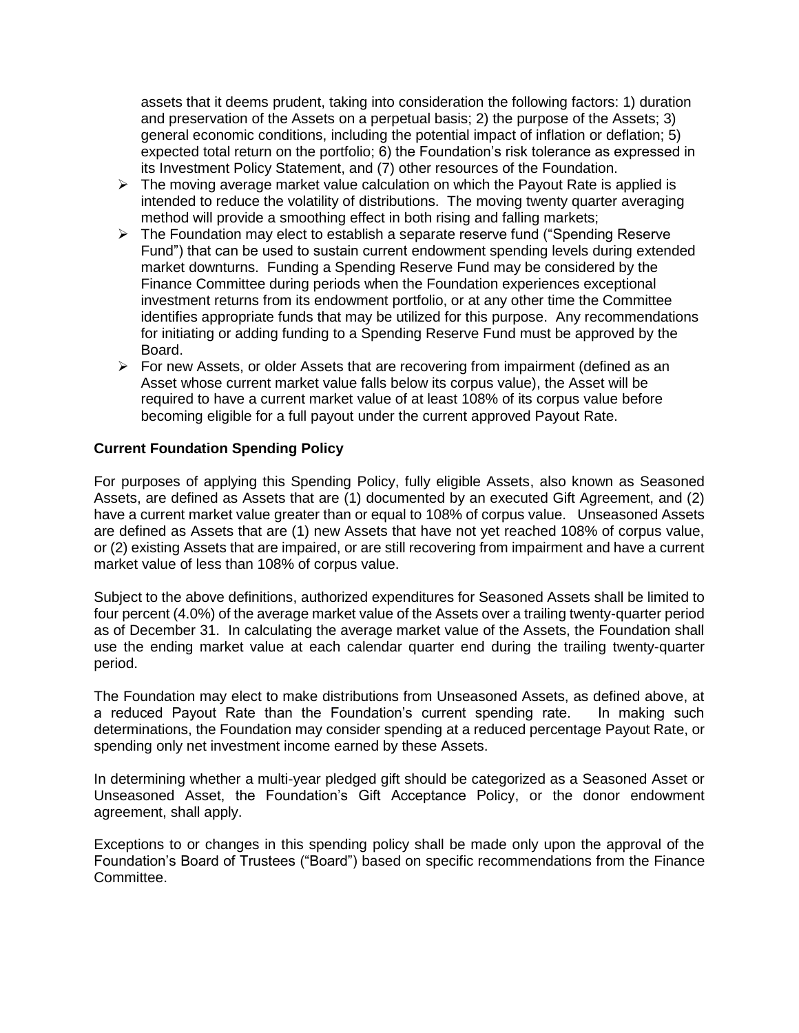assets that it deems prudent, taking into consideration the following factors: 1) duration and preservation of the Assets on a perpetual basis; 2) the purpose of the Assets; 3) general economic conditions, including the potential impact of inflation or deflation; 5) expected total return on the portfolio; 6) the Foundation's risk tolerance as expressed in its Investment Policy Statement, and (7) other resources of the Foundation.

- The moving average market value calculation on which the Payout Rate is applied is intended to reduce the volatility of distributions. The moving twenty quarter averaging method will provide a smoothing effect in both rising and falling markets;
- The Foundation may elect to establish a separate reserve fund ("Spending Reserve Fund") that can be used to sustain current endowment spending levels during extended market downturns. Funding a Spending Reserve Fund may be considered by the Finance Committee during periods when the Foundation experiences exceptional investment returns from its endowment portfolio, or at any other time the Committee identifies appropriate funds that may be utilized for this purpose. Any recommendations for initiating or adding funding to a Spending Reserve Fund must be approved by the Board.
- For new Assets, or older Assets that are recovering from impairment (defined as an Asset whose current market value falls below its corpus value), the Asset will be required to have a current market value of at least 108% of its corpus value before becoming eligible for a full payout under the current approved Payout Rate.

**Current Foundation Spending Policy**

For purposes of applying this Spending Policy, fully eligible Assets, also known as Seasoned Assets, are defined as Assets that are (1) documented by an executed Gift Agreement, and (2) have a current market value greater than or equal to 108% of corpus value. Unseasoned Assets are defined as Assets that are (1) new Assets that have not yet reached 108% of corpus value, or (2) existing Assets that are impaired, or are still recovering from impairment and have a current market value of less than 108% of corpus value.

Subject to the above definitions, authorized expenditures for Seasoned Assets shall be limited to four percent (4.0%) of the average market value of the Assets over a trailing twenty-quarter period as of December 31. In calculating the average market value of the Assets, the Foundation shall use the ending market value at each calendar quarter end during the trailing twenty-quarter period.

The Foundation may elect to make distributions from Unseasoned Assets, as defined above, at a reduced Payout Rate than the Foundation's current spending rate. In making such determinations, the Foundation may consider spending at a reduced percentage Payout Rate, or spending only net investment income earned by these Assets.

In determining whether a multi-year pledged gift should be categorized as a Seasoned Asset or Unseasoned Asset, the Foundation's Gift Acceptance Policy, or the donor endowment agreement, shall apply.

Exceptions to or changes in this spending policy shall be made only upon the approval of the Foundation's Board of Trustees ("Board") based on specific recommendations from the Finance Committee.